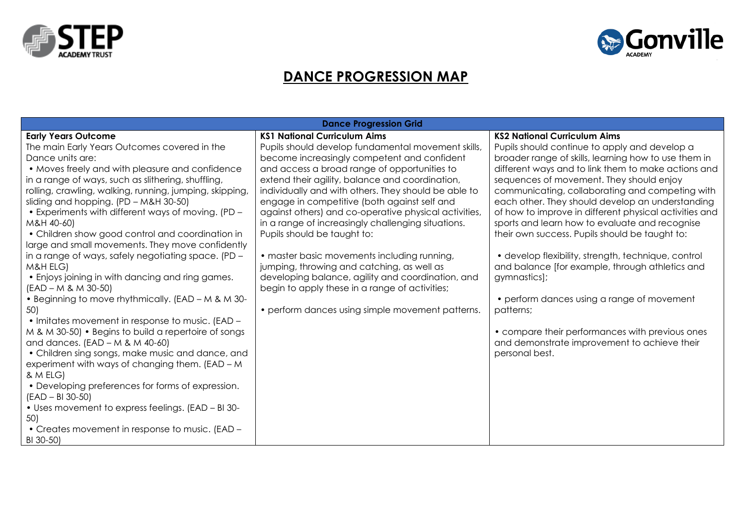# DANCE PROGRESSION MAP

| Dance Progression Grid | | |
|---|---|---|
| **Early Years Outcome**<br>The main Early Years Outcomes covered in the Dance units are:<br>• Moves freely and with pleasure and confidence in a range of ways, such as slithering, shuffling, rolling, crawling, walking, running, jumping, skipping, sliding and hopping. (PD – M&H 30-50)<br>• Experiments with different ways of moving. (PD – M&H 40-60)<br>• Children show good control and coordination in large and small movements. They move confidently in a range of ways, safely negotiating space. (PD – M&H ELG)<br>• Enjoys joining in with dancing and ring games. (EAD – M & M 30-50)<br>• Beginning to move rhythmically. (EAD – M & M 30-50)<br>• Imitates movement in response to music. (EAD – M & M 30-50) • Begins to build a repertoire of songs and dances. (EAD – M & M 40-60)<br>• Children sing songs, make music and dance, and experiment with ways of changing them. (EAD – M & M ELG)<br>• Developing preferences for forms of expression. (EAD – BI 30-50)<br>• Uses movement to express feelings. (EAD – BI 30-50)<br>• Creates movement in response to music. (EAD – BI 30-50) | **KS1 National Curriculum Aims**<br>Pupils should develop fundamental movement skills, become increasingly competent and confident and access a broad range of opportunities to extend their agility, balance and coordination, individually and with others. They should be able to engage in competitive (both against self and against others) and co-operative physical activities, in a range of increasingly challenging situations. Pupils should be taught to:<br><br>• master basic movements including running, jumping, throwing and catching, as well as developing balance, agility and coordination, and begin to apply these in a range of activities;<br><br>• perform dances using simple movement patterns. | **KS2 National Curriculum Aims**<br>Pupils should continue to apply and develop a broader range of skills, learning how to use them in different ways and to link them to make actions and sequences of movement. They should enjoy communicating, collaborating and competing with each other. They should develop an understanding of how to improve in different physical activities and sports and learn how to evaluate and recognise their own success. Pupils should be taught to:<br><br>• develop flexibility, strength, technique, control and balance [for example, through athletics and gymnastics];<br><br>• perform dances using a range of movement patterns;<br><br>• compare their performances with previous ones and demonstrate improvement to achieve their personal best. |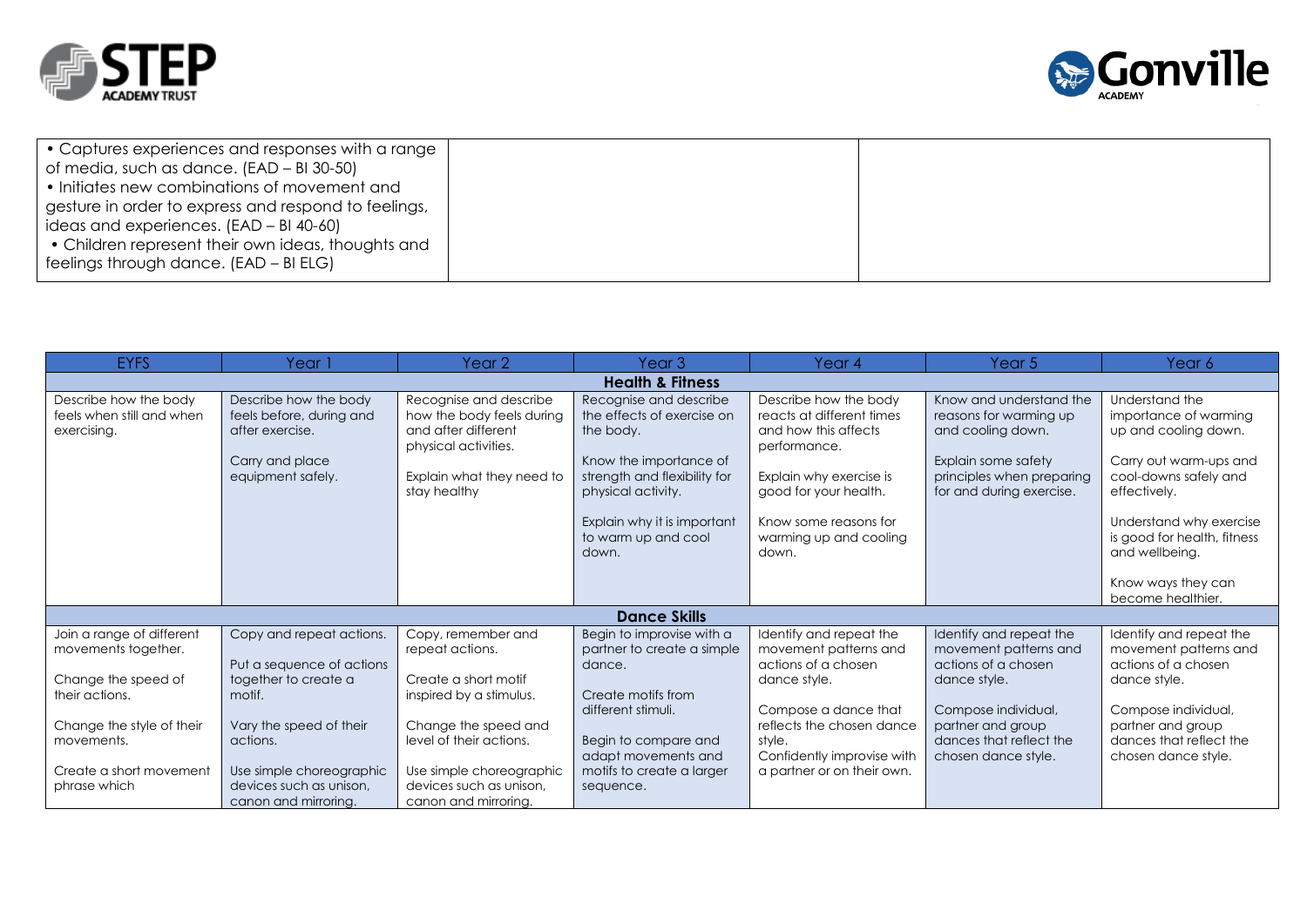| | | |
|---|---|---|
| • Captures experiences and responses with a range of media, such as dance. (EAD – BI 30-50)<br>• Initiates new combinations of movement and gesture in order to express and respond to feelings, ideas and experiences. (EAD – BI 40-60)<br>• Children represent their own ideas, thoughts and feelings through dance. (EAD – BI ELG) | | |

| EYFS | Year 1 | Year 2 | Year 3 | Year 4 | Year 5 | Year 6 |
|---|---|---|---|---|---|---|
| **Health & Fitness** | | | | | | |
| Describe how the body feels when still and when exercising. | Describe how the body feels before, during and after exercise.<br><br>Carry and place equipment safely. | Recognise and describe how the body feels during and after different physical activities.<br><br>Explain what they need to stay healthy | Recognise and describe the effects of exercise on the body.<br><br>Know the importance of strength and flexibility for physical activity.<br><br>Explain why it is important to warm up and cool down. | Describe how the body reacts at different times and how this affects performance.<br><br>Explain why exercise is good for your health.<br><br>Know some reasons for warming up and cooling down. | Know and understand the reasons for warming up and cooling down.<br><br>Explain some safety principles when preparing for and during exercise. | Understand the importance of warming up and cooling down.<br><br>Carry out warm-ups and cool-downs safely and effectively.<br><br>Understand why exercise is good for health, fitness and wellbeing.<br><br>Know ways they can become healthier. |
| **Dance Skills** | | | | | | |
| Join a range of different movements together.<br><br>Change the speed of their actions.<br><br>Change the style of their movements.<br><br>Create a short movement phrase which | Copy and repeat actions.<br><br>Put a sequence of actions together to create a motif.<br><br>Vary the speed of their actions.<br><br>Use simple choreographic devices such as unison, canon and mirroring. | Copy, remember and repeat actions.<br><br>Create a short motif inspired by a stimulus.<br><br>Change the speed and level of their actions.<br><br>Use simple choreographic devices such as unison, canon and mirroring. | Begin to improvise with a partner to create a simple dance.<br><br>Create motifs from different stimuli.<br><br>Begin to compare and adapt movements and motifs to create a larger sequence. | Identify and repeat the movement patterns and actions of a chosen dance style.<br><br>Compose a dance that reflects the chosen dance style.<br>Confidently improvise with a partner or on their own. | Identify and repeat the movement patterns and actions of a chosen dance style.<br><br>Compose individual, partner and group dances that reflect the chosen dance style. | Identify and repeat the movement patterns and actions of a chosen dance style.<br><br>Compose individual, partner and group dances that reflect the chosen dance style. |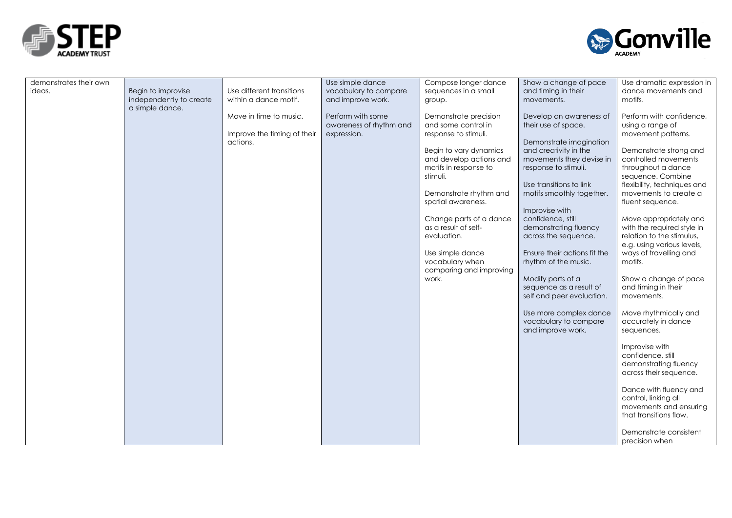| | | | | | | |
|---|---|---|---|---|---|---|
| demonstrates their own ideas. | Begin to improvise independently to create a simple dance. | Use different transitions within a dance motif.<br><br>Move in time to music.<br><br>Improve the timing of their actions. | Use simple dance vocabulary to compare and improve work.<br><br>Perform with some awareness of rhythm and expression. | Compose longer dance sequences in a small group.<br><br>Demonstrate precision and some control in response to stimuli.<br><br>Begin to vary dynamics and develop actions and motifs in response to stimuli.<br><br>Demonstrate rhythm and spatial awareness.<br><br>Change parts of a dance as a result of self-evaluation.<br><br>Use simple dance vocabulary when comparing and improving work. | Show a change of pace and timing in their movements.<br><br>Develop an awareness of their use of space.<br><br>Demonstrate imagination and creativity in the movements they devise in response to stimuli.<br><br>Use transitions to link motifs smoothly together.<br><br>Improvise with confidence, still demonstrating fluency across the sequence.<br><br>Ensure their actions fit the rhythm of the music.<br><br>Modify parts of a sequence as a result of self and peer evaluation.<br><br>Use more complex dance vocabulary to compare and improve work. | Use dramatic expression in dance movements and motifs.<br><br>Perform with confidence, using a range of movement patterns.<br><br>Demonstrate strong and controlled movements throughout a dance sequence. Combine flexibility, techniques and movements to create a fluent sequence.<br><br>Move appropriately and with the required style in relation to the stimulus, e.g. using various levels, ways of travelling and motifs.<br><br>Show a change of pace and timing in their movements.<br><br>Move rhythmically and accurately in dance sequences.<br><br>Improvise with confidence, still demonstrating fluency across their sequence.<br><br>Dance with fluency and control, linking all movements and ensuring that transitions flow.<br><br>Demonstrate consistent precision when |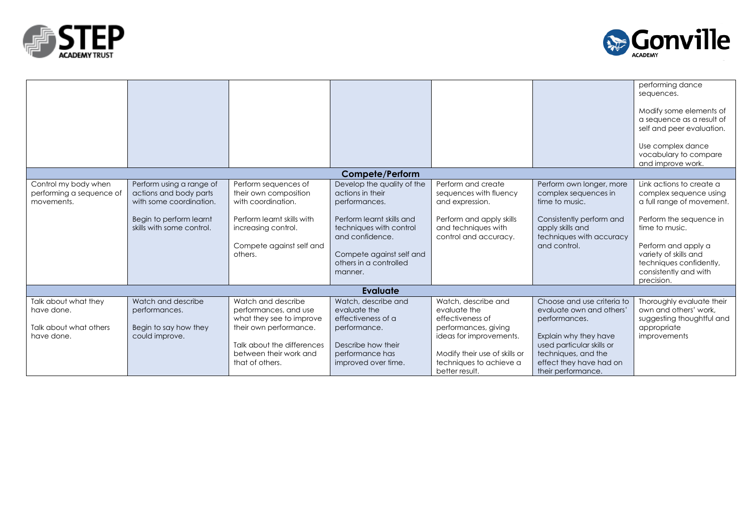| | | | | | | |
|---|---|---|---|---|---|---|
| | | | | | | performing dance sequences.<br><br>Modify some elements of a sequence as a result of self and peer evaluation.<br><br>Use complex dance vocabulary to compare and improve work. |
| **Compete/Perform** | | | | | | |
| Control my body when performing a sequence of movements. | Perform using a range of actions and body parts with some coordination.<br><br>Begin to perform learnt skills with some control. | Perform sequences of their own composition with coordination.<br><br>Perform learnt skills with increasing control.<br><br>Compete against self and others. | Develop the quality of the actions in their performances.<br><br>Perform learnt skills and techniques with control and confidence.<br><br>Compete against self and others in a controlled manner. | Perform and create sequences with fluency and expression.<br><br>Perform and apply skills and techniques with control and accuracy. | Perform own longer, more complex sequences in time to music.<br><br>Consistently perform and apply skills and techniques with accuracy and control. | Link actions to create a complex sequence using a full range of movement.<br><br>Perform the sequence in time to music.<br><br>Perform and apply a variety of skills and techniques confidently, consistently and with precision. |
| **Evaluate** | | | | | | |
| Talk about what they have done.<br><br>Talk about what others have done. | Watch and describe performances.<br><br>Begin to say how they could improve. | Watch and describe performances, and use what they see to improve their own performance.<br><br>Talk about the differences between their work and that of others. | Watch, describe and evaluate the effectiveness of a performance.<br><br>Describe how their performance has improved over time. | Watch, describe and evaluate the effectiveness of performances, giving ideas for improvements.<br><br>Modify their use of skills or techniques to achieve a better result. | Choose and use criteria to evaluate own and others' performances.<br><br>Explain why they have used particular skills or techniques, and the effect they have had on their performance. | Thoroughly evaluate their own and others' work, suggesting thoughtful and appropriate improvements |